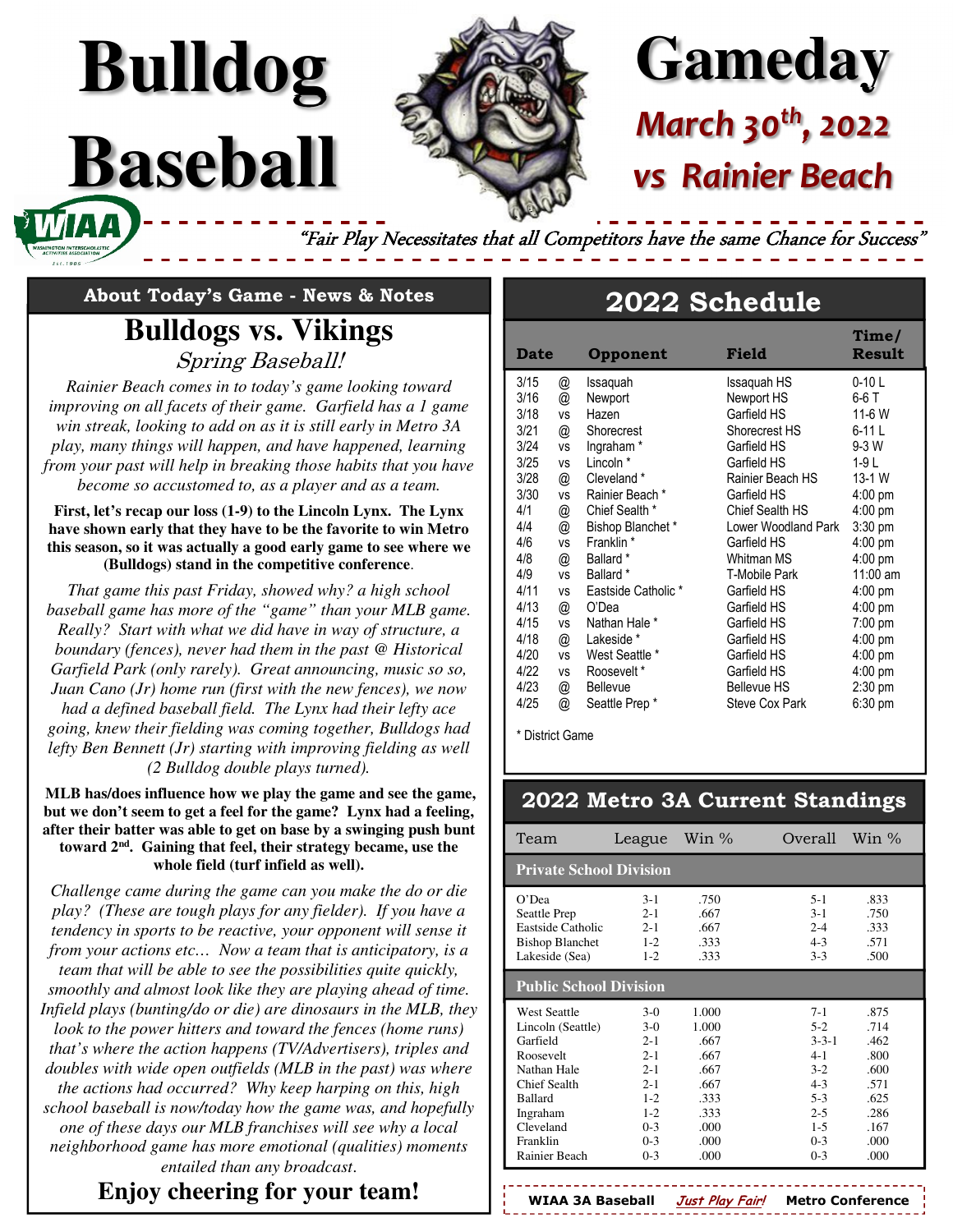# Bulldog Baseball

# Gameday

## March 30th, 2022

## vs Rainier Beach

*"Fair Play Necessitates that all Competitors have the same Chance for Success"*

### About Today's Game - News & Notes

## Bulldogs vs. Vikings

*Spring Baseball!*

*Rainier Beach comes in to today's game looking toward improving on all facets of their game. Garfield has a 1 game win streak, looking to add on as it is still early in Metro 3A play, many things will happen, and have happened, learning from your past will help in breaking those habits that you have become so accustomed to, as a player and as a team.*

**First, let's recap our loss (1-9) to the Lincoln Lynx. The Lynx have shown early that they have to be the favorite to win Metro this season, so it was actually a good early game to see where we (Bulldogs) stand in the competitive conference.**

*That game this past Friday, showed why? a high school baseball game has more of the "game" than your MLB game. Really? Start with what we did have in way of structure, a boundary (fences), never had them in the past @ Historical Garfield Park (only rarely). Great announcing, music so so, Juan Cano (Jr) home run (first with the new fences), we now had a defined baseball field. The Lynx had their lefty ace going, knew their fielding was coming together, Bulldogs had lefty Ben Bennett (Jr) starting with improving fielding as well (2 Bulldog double plays turned).*

**MLB has/does influence how we play the game and see the game, but we don't seem to get a feel for the game? Lynx had a feeling, after their batter was able to get on base by a swinging push bunt toward 2nd. Gaining that feel, their strategy became, use the whole field (turf infield as well).**

*Challenge came during the game can you make the do or die play? (These are tough plays for any fielder). If you have a tendency in sports to be reactive, your opponent will sense it from your actions etc… Now a team that is anticipatory, is a team that will be able to see the possibilities quite quickly, smoothly and almost look like they are playing ahead of time. Infield plays (bunting/do or die) are dinosaurs in the MLB, they look to the power hitters and toward the fences (home runs) that's where the action happens (TV/Advertisers), triples and doubles with wide open outfields (MLB in the past) was where the actions had occurred? Why keep harping on this, high school baseball is now/today how the game was, and hopefully one of these days our MLB franchises will see why a local neighborhood game has more emotional (qualities) moments entailed than any broadcast.*

**Enjoy cheering for your team!**

## 2022 Schedule

| Date | | Opponent | Field | Time/ Result |
|---|---|---|---|---|
| 3/15 | @ | Issaquah | Issaquah HS | 0-10 L |
| 3/16 | @ | Newport | Newport HS | 6-6 T |
| 3/18 | vs | Hazen | Garfield HS | 11-6 W |
| 3/21 | @ | Shorecrest | Shorecrest HS | 6-11 L |
| 3/24 | vs | Ingraham * | Garfield HS | 9-3 W |
| 3/25 | vs | Lincoln * | Garfield HS | 1-9 L |
| 3/28 | @ | Cleveland * | Rainier Beach HS | 13-1 W |
| 3/30 | vs | Rainier Beach * | Garfield HS | 4:00 pm |
| 4/1 | @ | Chief Sealth * | Chief Sealth HS | 4:00 pm |
| 4/4 | @ | Bishop Blanchet * | Lower Woodland Park | 3:30 pm |
| 4/6 | vs | Franklin * | Garfield HS | 4:00 pm |
| 4/8 | @ | Ballard * | Whitman MS | 4:00 pm |
| 4/9 | vs | Ballard * | T-Mobile Park | 11:00 am |
| 4/11 | vs | Eastside Catholic * | Garfield HS | 4:00 pm |
| 4/13 | @ | O'Dea | Garfield HS | 4:00 pm |
| 4/15 | vs | Nathan Hale * | Garfield HS | 7:00 pm |
| 4/18 | @ | Lakeside * | Garfield HS | 4:00 pm |
| 4/20 | vs | West Seattle * | Garfield HS | 4:00 pm |
| 4/22 | vs | Roosevelt * | Garfield HS | 4:00 pm |
| 4/23 | @ | Bellevue | Bellevue HS | 2:30 pm |
| 4/25 | @ | Seattle Prep * | Steve Cox Park | 6:30 pm |

\* District Game

## 2022 Metro 3A Current Standings

| Team | League | Win % | Overall | Win % |
|---|---|---|---|---|
| **Private School Division** | | | | |
| O'Dea | 3-1 | .750 | 5-1 | .833 |
| Seattle Prep | 2-1 | .667 | 3-1 | .750 |
| Eastside Catholic | 2-1 | .667 | 2-4 | .333 |
| Bishop Blanchet | 1-2 | .333 | 4-3 | .571 |
| Lakeside (Sea) | 1-2 | .333 | 3-3 | .500 |
| **Public School Division** | | | | |
| West Seattle | 3-0 | 1.000 | 7-1 | .875 |
| Lincoln (Seattle) | 3-0 | 1.000 | 5-2 | .714 |
| Garfield | 2-1 | .667 | 3-3-1 | .462 |
| Roosevelt | 2-1 | .667 | 4-1 | .800 |
| Nathan Hale | 2-1 | .667 | 3-2 | .600 |
| Chief Sealth | 2-1 | .667 | 4-3 | .571 |
| Ballard | 1-2 | .333 | 5-3 | .625 |
| Ingraham | 1-2 | .333 | 2-5 | .286 |
| Cleveland | 0-3 | .000 | 1-5 | .167 |
| Franklin | 0-3 | .000 | 0-3 | .000 |
| Rainier Beach | 0-3 | .000 | 0-3 | .000 |

**WIAA 3A Baseball** *Just Play Fair!* **Metro Conference**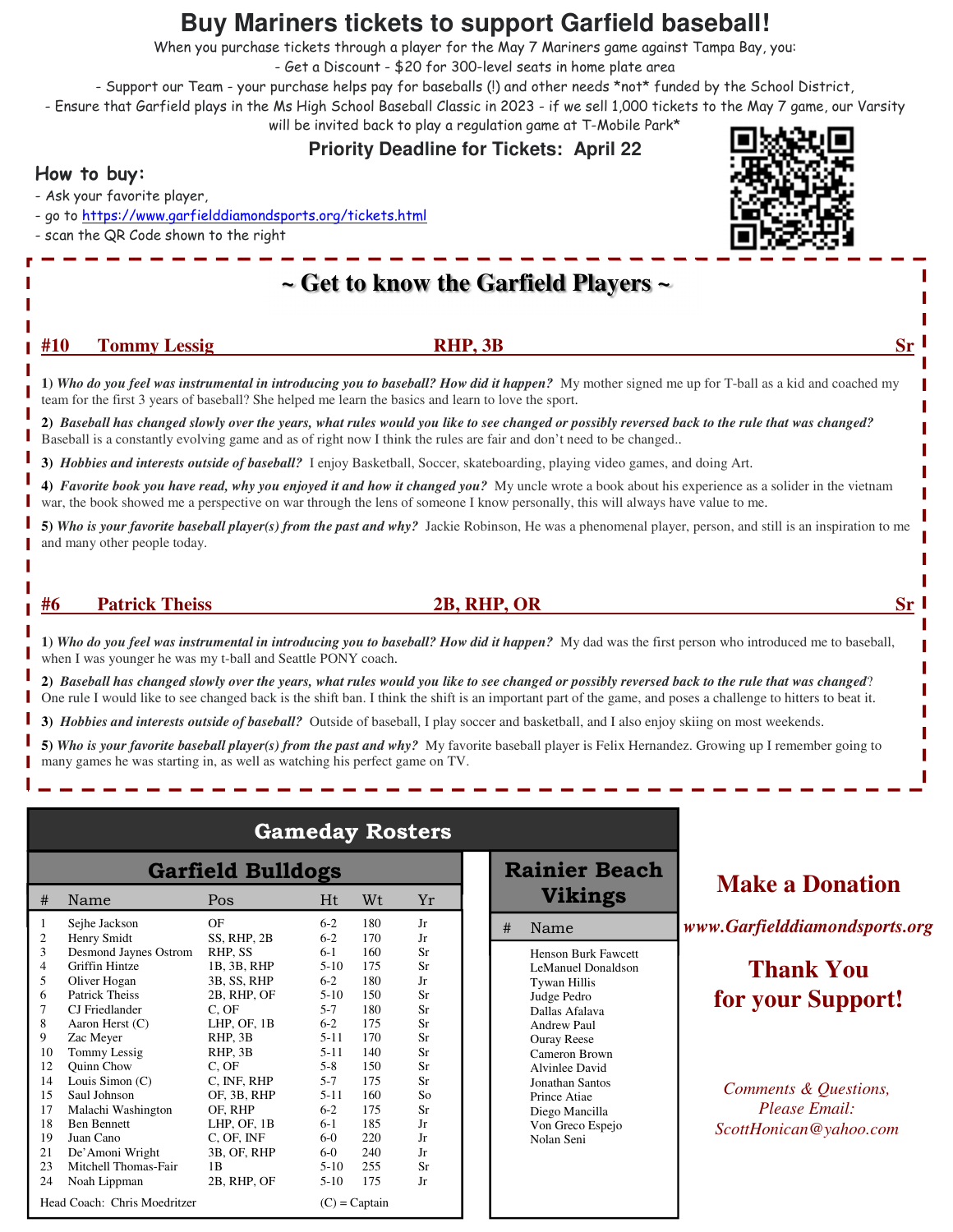# Buy Mariners tickets to support Garfield baseball!

When you purchase tickets through a player for the May 7 Mariners game against Tampa Bay, you:

- Get a Discount - $20 for 300-level seats in home plate area
- Support our Team - your purchase helps pay for baseballs (!) and other needs *not* funded by the School District,
- Ensure that Garfield plays in the Ms High School Baseball Classic in 2023 - if we sell 1,000 tickets to the May 7 game, our Varsity will be invited back to play a regulation game at T-Mobile Park*

**Priority Deadline for Tickets: April 22**

### How to buy:

- Ask your favorite player,
- go to https://www.garfielddiamondsports.org/tickets.html
- scan the QR Code shown to the right

## ~ Get to know the Garfield Players ~

### #10 Tommy Lessig RHP, 3B Sr

**1)** ***Who do you feel was instrumental in introducing you to baseball? How did it happen?*** My mother signed me up for T-ball as a kid and coached my team for the first 3 years of baseball? She helped me learn the basics and learn to love the sport.

**2)** ***Baseball has changed slowly over the years, what rules would you like to see changed or possibly reversed back to the rule that was changed?*** Baseball is a constantly evolving game and as of right now I think the rules are fair and don't need to be changed..

**3)** ***Hobbies and interests outside of baseball?*** I enjoy Basketball, Soccer, skateboarding, playing video games, and doing Art.

**4)** ***Favorite book you have read, why you enjoyed it and how it changed you?*** My uncle wrote a book about his experience as a solider in the vietnam war, the book showed me a perspective on war through the lens of someone I know personally, this will always have value to me.

**5)** ***Who is your favorite baseball player(s) from the past and why?*** Jackie Robinson, He was a phenomenal player, person, and still is an inspiration to me and many other people today.

### #6 Patrick Theiss 2B, RHP, OR Sr

**1)** ***Who do you feel was instrumental in introducing you to baseball? How did it happen?*** My dad was the first person who introduced me to baseball, when I was younger he was my t-ball and Seattle PONY coach.

**2)** ***Baseball has changed slowly over the years, what rules would you like to see changed or possibly reversed back to the rule that was changed?*** One rule I would like to see changed back is the shift ban. I think the shift is an important part of the game, and poses a challenge to hitters to beat it.

**3)** ***Hobbies and interests outside of baseball?*** Outside of baseball, I play soccer and basketball, and I also enjoy skiing on most weekends.

**5)** ***Who is your favorite baseball player(s) from the past and why?*** My favorite baseball player is Felix Hernandez. Growing up I remember going to many games he was starting in, as well as watching his perfect game on TV.

## Gameday Rosters

### Garfield Bulldogs

| # | Name | Pos | Ht | Wt | Yr |
|---|---|---|---|---|---|
| 1 | Sejhe Jackson | OF | 6-2 | 180 | Jr |
| 2 | Henry Smidt | SS, RHP, 2B | 6-2 | 170 | Jr |
| 3 | Desmond Jaynes Ostrom | RHP, SS | 6-1 | 160 | Sr |
| 4 | Griffin Hintze | 1B, 3B, RHP | 5-10 | 175 | Sr |
| 5 | Oliver Hogan | 3B, SS, RHP | 6-2 | 180 | Jr |
| 6 | Patrick Theiss | 2B, RHP, OF | 5-10 | 150 | Sr |
| 7 | CJ Friedlander | C, OF | 5-7 | 180 | Sr |
| 8 | Aaron Herst (C) | LHP, OF, 1B | 6-2 | 175 | Sr |
| 9 | Zac Meyer | RHP, 3B | 5-11 | 170 | Sr |
| 10 | Tommy Lessig | RHP, 3B | 5-11 | 140 | Sr |
| 12 | Quinn Chow | C, OF | 5-8 | 150 | Sr |
| 14 | Louis Simon (C) | C, INF, RHP | 5-7 | 175 | Sr |
| 15 | Saul Johnson | OF, 3B, RHP | 5-11 | 160 | So |
| 17 | Malachi Washington | OF, RHP | 6-2 | 175 | Sr |
| 18 | Ben Bennett | LHP, OF, 1B | 6-1 | 185 | Jr |
| 19 | Juan Cano | C, OF, INF | 6-0 | 220 | Jr |
| 21 | De'Amoni Wright | 3B, OF, RHP | 6-0 | 240 | Jr |
| 23 | Mitchell Thomas-Fair | 1B | 5-10 | 255 | Sr |
| 24 | Noah Lippman | 2B, RHP, OF | 5-10 | 175 | Jr |

Head Coach: Chris Moedritzer (C) = Captain

### Rainier Beach Vikings

| # | Name |
|---|---|
| | Henson Burk Fawcett |
| | LeManuel Donaldson |
| | Tywan Hillis |
| | Judge Pedro |
| | Dallas Afalava |
| | Andrew Paul |
| | Ouray Reese |
| | Cameron Brown |
| | Alvinlee David |
| | Jonathan Santos |
| | Prince Atiae |
| | Diego Mancilla |
| | Von Greco Espejo |
| | Nolan Seni |

## Make a Donation

*www.Garfielddiamondsports.org*

## Thank You for your Support!

*Comments & Questions, Please Email: ScottHonican@yahoo.com*